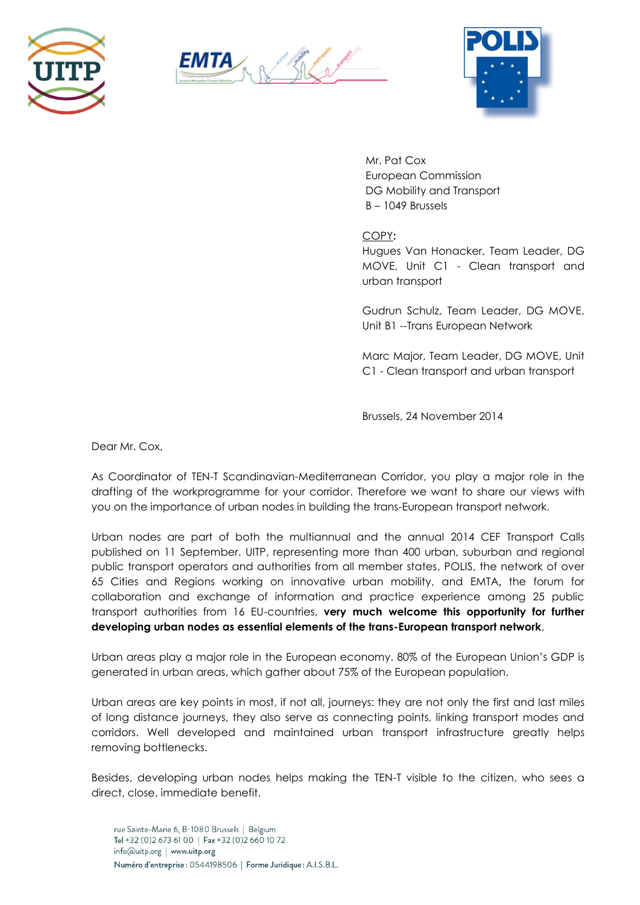Mr. Pat Cox
European Commission
DG Mobility and Transport
B – 1049 Brussels

COPY:
Hugues Van Honacker, Team Leader, DG MOVE, Unit C1 - Clean transport and urban transport

Gudrun Schulz, Team Leader, DG MOVE, Unit B1 --Trans European Network

Marc Major, Team Leader, DG MOVE, Unit C1 - Clean transport and urban transport

Brussels, 24 November 2014

Dear Mr. Cox,

As Coordinator of TEN-T Scandinavian-Mediterranean Corridor, you play a major role in the drafting of the workprogramme for your corridor. Therefore we want to share our views with you on the importance of urban nodes in building the trans-European transport network.

Urban nodes are part of both the multiannual and the annual 2014 CEF Transport Calls published on 11 September. UITP, representing more than 400 urban, suburban and regional public transport operators and authorities from all member states, POLIS, the network of over 65 Cities and Regions working on innovative urban mobility, and EMTA**,** the forum for collaboration and exchange of information and practice experience among 25 public transport authorities from 16 EU-countries, **very much welcome this opportunity for further developing urban nodes as essential elements of the trans-European transport network**.

Urban areas play a major role in the European economy. 80% of the European Union's GDP is generated in urban areas, which gather about 75% of the European population.

Urban areas are key points in most, if not all, journeys: they are not only the first and last miles of long distance journeys, they also serve as connecting points, linking transport modes and corridors. Well developed and maintained urban transport infrastructure greatly helps removing bottlenecks.

Besides, developing urban nodes helps making the TEN-T visible to the citizen, who sees a direct, close, immediate benefit.

rue Sainte-Marie 6, B-1080 Brussels | Belgium
Tel +32 (0)2 673 61 00 | Fax +32 (0)2 660 10 72
info@uitp.org | www.uitp.org
Numéro d'entreprise : 0544198506 | Forme Juridique : A.I.S.B.L.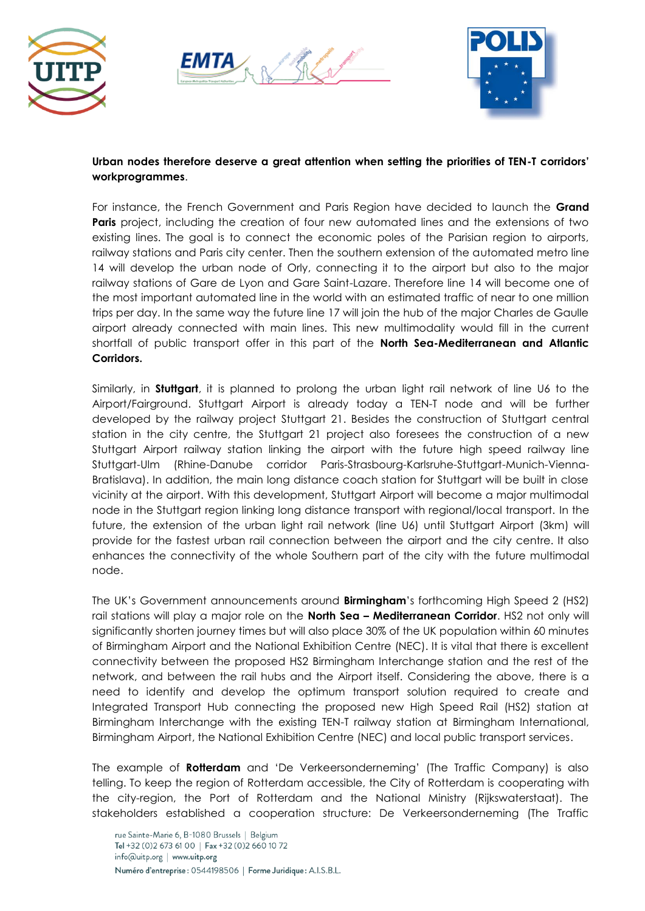**Urban nodes therefore deserve a great attention when setting the priorities of TEN-T corridors' workprogrammes**.

For instance, the French Government and Paris Region have decided to launch the **Grand Paris** project, including the creation of four new automated lines and the extensions of two existing lines. The goal is to connect the economic poles of the Parisian region to airports, railway stations and Paris city center. Then the southern extension of the automated metro line 14 will develop the urban node of Orly, connecting it to the airport but also to the major railway stations of Gare de Lyon and Gare Saint-Lazare. Therefore line 14 will become one of the most important automated line in the world with an estimated traffic of near to one million trips per day. In the same way the future line 17 will join the hub of the major Charles de Gaulle airport already connected with main lines. This new multimodality would fill in the current shortfall of public transport offer in this part of the **North Sea-Mediterranean and Atlantic Corridors.**

Similarly, in **Stuttgart**, it is planned to prolong the urban light rail network of line U6 to the Airport/Fairground. Stuttgart Airport is already today a TEN-T node and will be further developed by the railway project Stuttgart 21. Besides the construction of Stuttgart central station in the city centre, the Stuttgart 21 project also foresees the construction of a new Stuttgart Airport railway station linking the airport with the future high speed railway line Stuttgart-Ulm (Rhine-Danube corridor Paris-Strasbourg-Karlsruhe-Stuttgart-Munich-Vienna-Bratislava). In addition, the main long distance coach station for Stuttgart will be built in close vicinity at the airport. With this development, Stuttgart Airport will become a major multimodal node in the Stuttgart region linking long distance transport with regional/local transport. In the future, the extension of the urban light rail network (line U6) until Stuttgart Airport (3km) will provide for the fastest urban rail connection between the airport and the city centre. It also enhances the connectivity of the whole Southern part of the city with the future multimodal node.

The UK's Government announcements around **Birmingham**'s forthcoming High Speed 2 (HS2) rail stations will play a major role on the **North Sea – Mediterranean Corridor**. HS2 not only will significantly shorten journey times but will also place 30% of the UK population within 60 minutes of Birmingham Airport and the National Exhibition Centre (NEC). It is vital that there is excellent connectivity between the proposed HS2 Birmingham Interchange station and the rest of the network, and between the rail hubs and the Airport itself. Considering the above, there is a need to identify and develop the optimum transport solution required to create and Integrated Transport Hub connecting the proposed new High Speed Rail (HS2) station at Birmingham Interchange with the existing TEN-T railway station at Birmingham International, Birmingham Airport, the National Exhibition Centre (NEC) and local public transport services.

The example of **Rotterdam** and 'De Verkeersonderneming' (The Traffic Company) is also telling. To keep the region of Rotterdam accessible, the City of Rotterdam is cooperating with the city-region, the Port of Rotterdam and the National Ministry (Rijkswaterstaat). The stakeholders established a cooperation structure: De Verkeersonderneming (The Traffic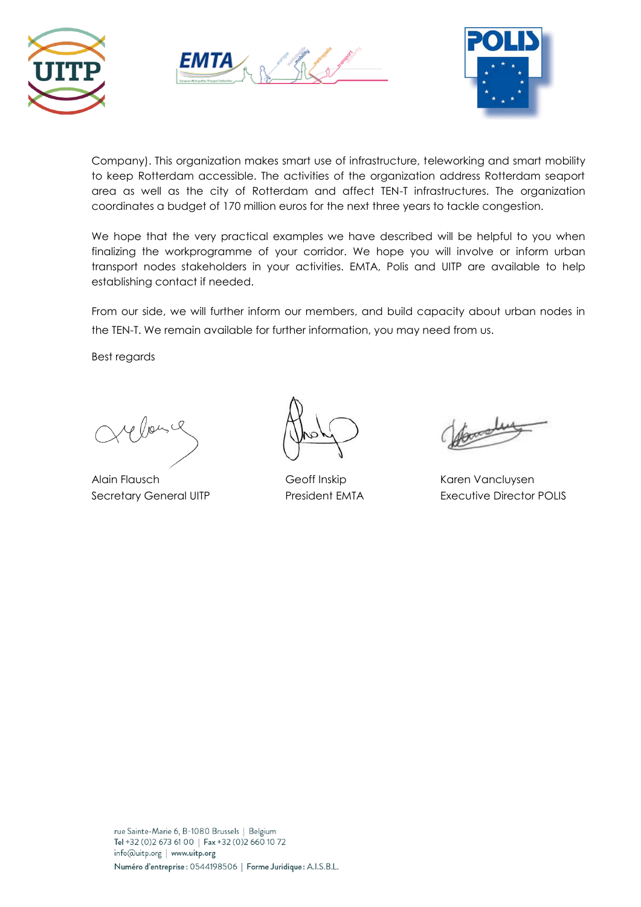Company). This organization makes smart use of infrastructure, teleworking and smart mobility to keep Rotterdam accessible. The activities of the organization address Rotterdam seaport area as well as the city of Rotterdam and affect TEN-T infrastructures. The organization coordinates a budget of 170 million euros for the next three years to tackle congestion.

We hope that the very practical examples we have described will be helpful to you when finalizing the workprogramme of your corridor. We hope you will involve or inform urban transport nodes stakeholders in your activities. EMTA, Polis and UITP are available to help establishing contact if needed.

From our side, we will further inform our members, and build capacity about urban nodes in the TEN-T. We remain available for further information, you may need from us.

Best regards

Alain Flausch
Secretary General UITP

Geoff Inskip
President EMTA

Karen Vancluysen
Executive Director POLIS

rue Sainte-Marie 6, B-1080 Brussels | Belgium
Tel +32 (0)2 673 61 00 | Fax +32 (0)2 660 10 72
info@uitp.org | www.uitp.org
Numéro d'entreprise : 0544198506 | Forme Juridique : A.I.S.B.L.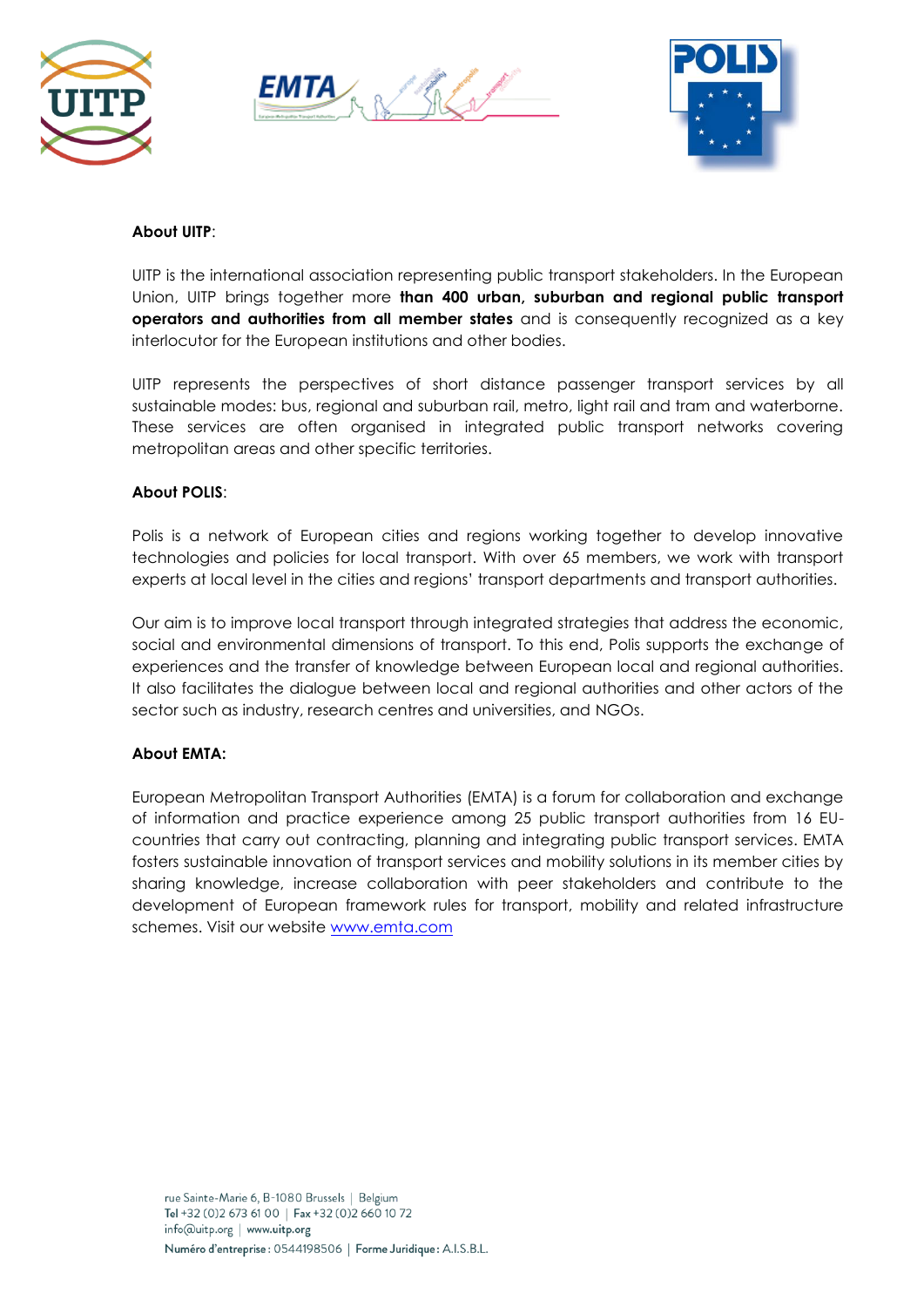**About UITP**:

UITP is the international association representing public transport stakeholders. In the European Union, UITP brings together more **than 400 urban, suburban and regional public transport operators and authorities from all member states** and is consequently recognized as a key interlocutor for the European institutions and other bodies.

UITP represents the perspectives of short distance passenger transport services by all sustainable modes: bus, regional and suburban rail, metro, light rail and tram and waterborne. These services are often organised in integrated public transport networks covering metropolitan areas and other specific territories.

**About POLIS**:

Polis is a network of European cities and regions working together to develop innovative technologies and policies for local transport. With over 65 members, we work with transport experts at local level in the cities and regions' transport departments and transport authorities.

Our aim is to improve local transport through integrated strategies that address the economic, social and environmental dimensions of transport. To this end, Polis supports the exchange of experiences and the transfer of knowledge between European local and regional authorities. It also facilitates the dialogue between local and regional authorities and other actors of the sector such as industry, research centres and universities, and NGOs.

**About EMTA:**

European Metropolitan Transport Authorities (EMTA) is a forum for collaboration and exchange of information and practice experience among 25 public transport authorities from 16 EU-countries that carry out contracting, planning and integrating public transport services. EMTA fosters sustainable innovation of transport services and mobility solutions in its member cities by sharing knowledge, increase collaboration with peer stakeholders and contribute to the development of European framework rules for transport, mobility and related infrastructure schemes. Visit our website [www.emta.com](http://www.emta.com)

rue Sainte-Marie 6, B-1080 Brussels | Belgium
Tel +32 (0)2 673 61 00 | Fax +32 (0)2 660 10 72
info@uitp.org | www.uitp.org
Numéro d'entreprise : 0544198506 | Forme Juridique : A.I.S.B.L.